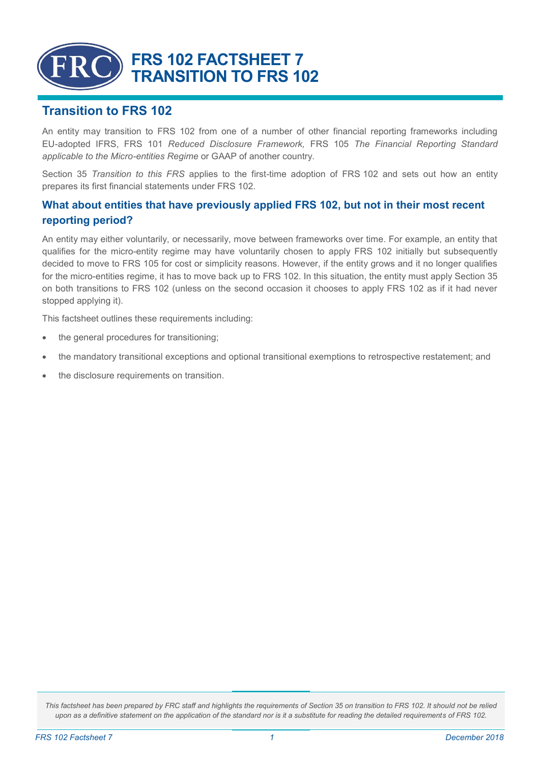# FRS 102 FACTSHEET 7
# TRANSITION TO FRS 102

## Transition to FRS 102

An entity may transition to FRS 102 from one of a number of other financial reporting frameworks including EU-adopted IFRS, FRS 101 *Reduced Disclosure Framework,* FRS 105 *The Financial Reporting Standard applicable to the Micro-entities Regime* or GAAP of another country.

Section 35 *Transition to this FRS* applies to the first-time adoption of FRS 102 and sets out how an entity prepares its first financial statements under FRS 102.

### What about entities that have previously applied FRS 102, but not in their most recent reporting period?

An entity may either voluntarily, or necessarily, move between frameworks over time. For example, an entity that qualifies for the micro-entity regime may have voluntarily chosen to apply FRS 102 initially but subsequently decided to move to FRS 105 for cost or simplicity reasons. However, if the entity grows and it no longer qualifies for the micro-entities regime, it has to move back up to FRS 102. In this situation, the entity must apply Section 35 on both transitions to FRS 102 (unless on the second occasion it chooses to apply FRS 102 as if it had never stopped applying it).

This factsheet outlines these requirements including:

- the general procedures for transitioning;
- the mandatory transitional exceptions and optional transitional exemptions to retrospective restatement; and
- the disclosure requirements on transition.

*This factsheet has been prepared by FRC staff and highlights the requirements of Section 35 on transition to FRS 102. It should not be relied upon as a definitive statement on the application of the standard nor is it a substitute for reading the detailed requirements of FRS 102.*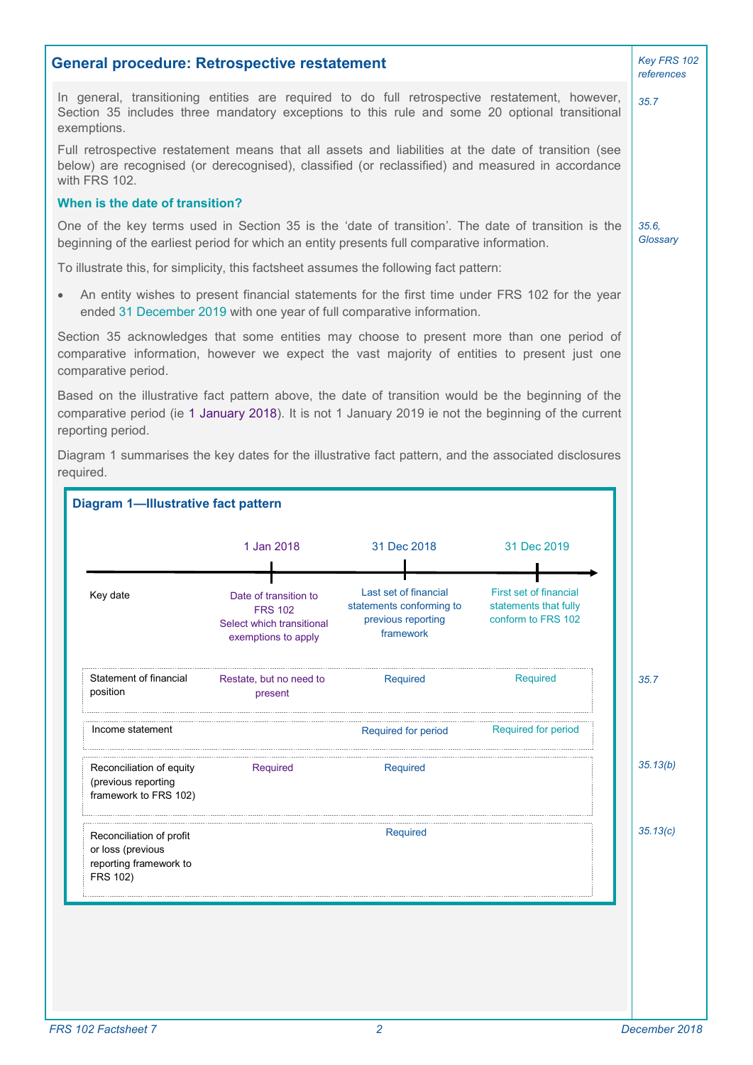## General procedure: Retrospective restatement

*Key FRS 102 references*

In general, transitioning entities are required to do full retrospective restatement, however, Section 35 includes three mandatory exceptions to this rule and some 20 optional transitional exemptions. *35.7*

Full retrospective restatement means that all assets and liabilities at the date of transition (see below) are recognised (or derecognised), classified (or reclassified) and measured in accordance with FRS 102.

### When is the date of transition?

One of the key terms used in Section 35 is the 'date of transition'. The date of transition is the beginning of the earliest period for which an entity presents full comparative information. *35.6, Glossary*

To illustrate this, for simplicity, this factsheet assumes the following fact pattern:

- An entity wishes to present financial statements for the first time under FRS 102 for the year ended 31 December 2019 with one year of full comparative information.

Section 35 acknowledges that some entities may choose to present more than one period of comparative information, however we expect the vast majority of entities to present just one comparative period.

Based on the illustrative fact pattern above, the date of transition would be the beginning of the comparative period (ie 1 January 2018). It is not 1 January 2019 ie not the beginning of the current reporting period.

Diagram 1 summarises the key dates for the illustrative fact pattern, and the associated disclosures required.

**Diagram 1—Illustrative fact pattern**

| | 1 Jan 2018 | 31 Dec 2018 | 31 Dec 2019 | Key FRS 102 references |
|---|---|---|---|---|
| Key date | Date of transition to FRS 102 Select which transitional exemptions to apply | Last set of financial statements conforming to previous reporting framework | First set of financial statements that fully conform to FRS 102 | |
| Statement of financial position | Restate, but no need to present | Required | Required | *35.7* |
| Income statement | | Required for period | Required for period | |
| Reconciliation of equity (previous reporting framework to FRS 102) | Required | Required | | *35.13(b)* |
| Reconciliation of profit or loss (previous reporting framework to FRS 102) | | Required | | *35.13(c)* |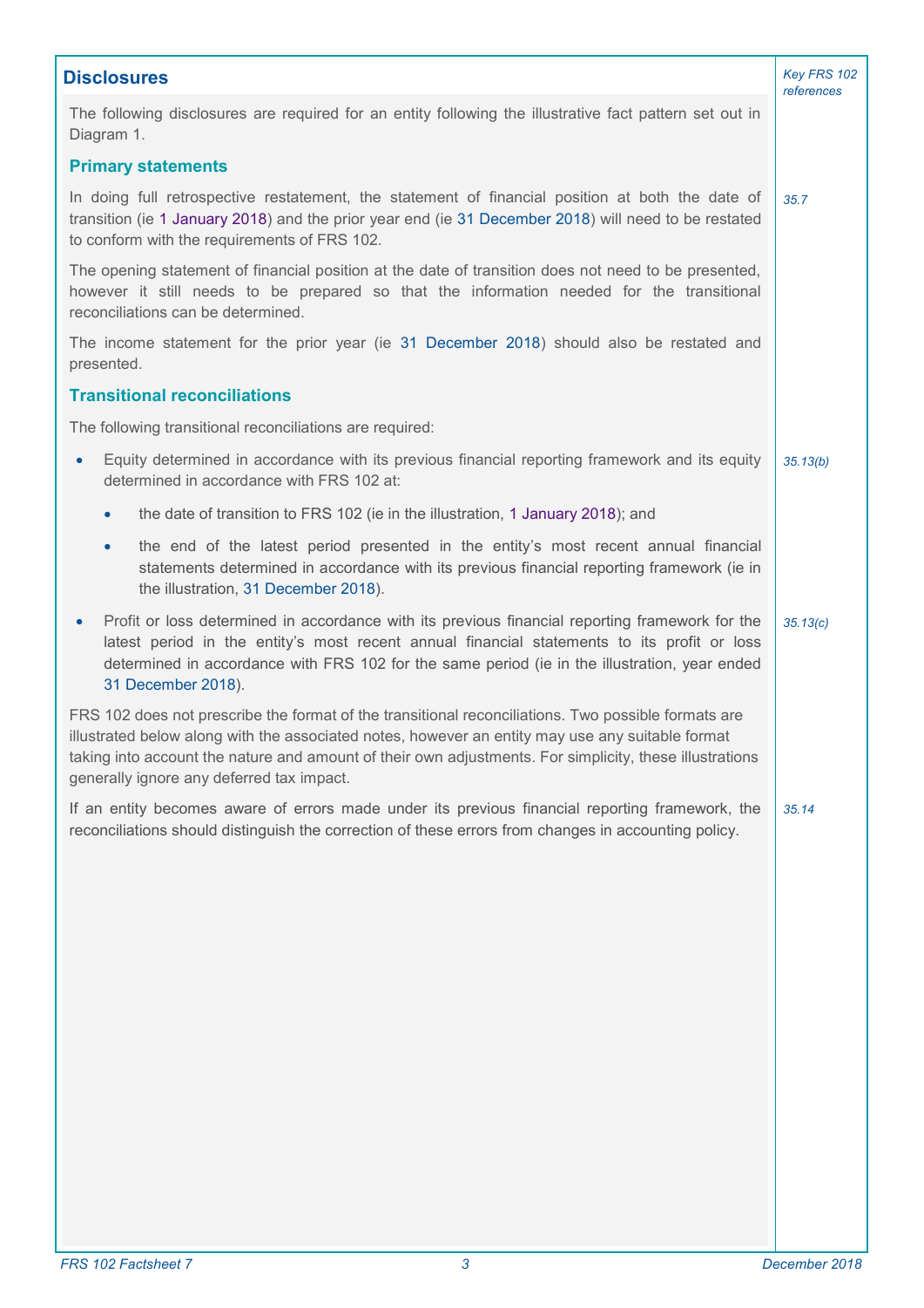## Disclosures

*Key FRS 102 references*

The following disclosures are required for an entity following the illustrative fact pattern set out in Diagram 1.

### Primary statements

In doing full retrospective restatement, the statement of financial position at both the date of transition (ie 1 January 2018) and the prior year end (ie 31 December 2018) will need to be restated to conform with the requirements of FRS 102. *(35.7)*

The opening statement of financial position at the date of transition does not need to be presented, however it still needs to be prepared so that the information needed for the transitional reconciliations can be determined.

The income statement for the prior year (ie 31 December 2018) should also be restated and presented.

### Transitional reconciliations

The following transitional reconciliations are required:

- Equity determined in accordance with its previous financial reporting framework and its equity determined in accordance with FRS 102 at: *(35.13(b))*
  - the date of transition to FRS 102 (ie in the illustration, 1 January 2018); and
  - the end of the latest period presented in the entity's most recent annual financial statements determined in accordance with its previous financial reporting framework (ie in the illustration, 31 December 2018).
- Profit or loss determined in accordance with its previous financial reporting framework for the latest period in the entity's most recent annual financial statements to its profit or loss determined in accordance with FRS 102 for the same period (ie in the illustration, year ended 31 December 2018). *(35.13(c))*

FRS 102 does not prescribe the format of the transitional reconciliations. Two possible formats are illustrated below along with the associated notes, however an entity may use any suitable format taking into account the nature and amount of their own adjustments. For simplicity, these illustrations generally ignore any deferred tax impact.

If an entity becomes aware of errors made under its previous financial reporting framework, the reconciliations should distinguish the correction of these errors from changes in accounting policy. *(35.14)*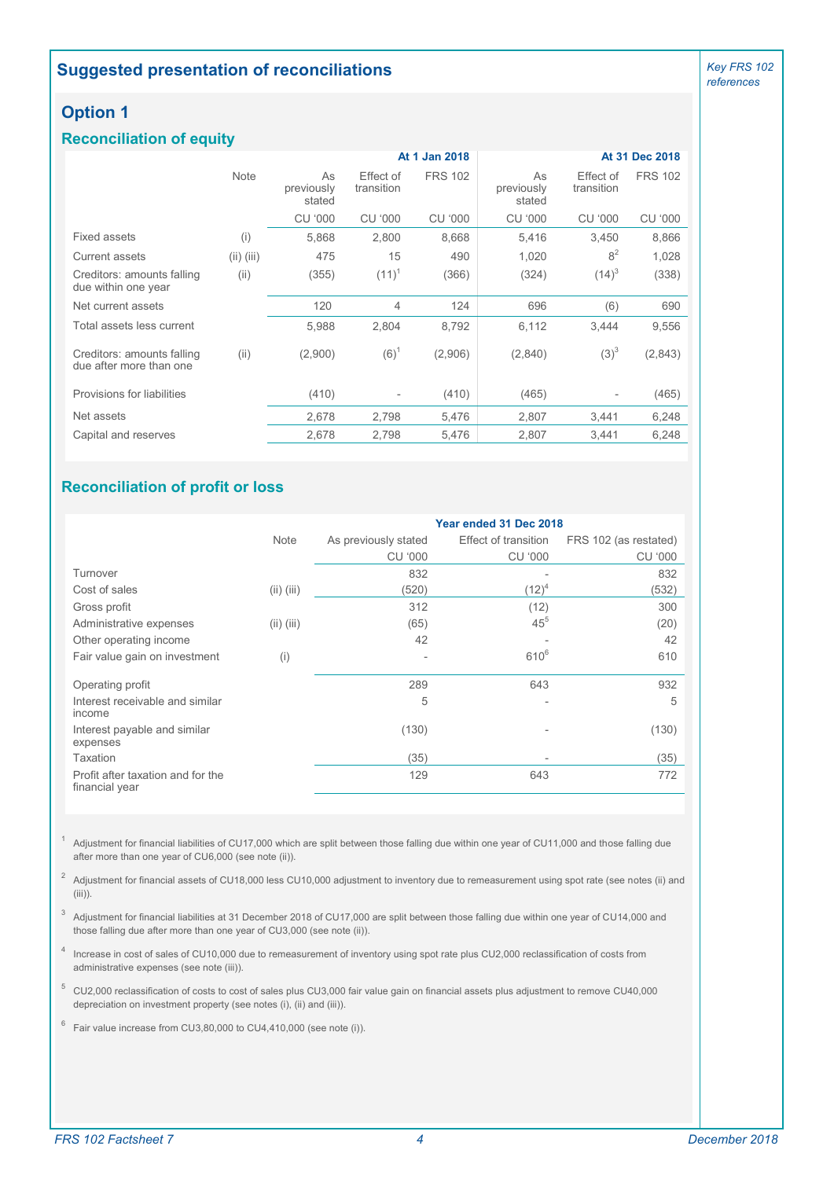## Suggested presentation of reconciliations

*Key FRS 102 references*

### Option 1

#### Reconciliation of equity

| | Note | At 1 Jan 2018 | | | At 31 Dec 2018 | | |
|---|---|---|---|---|---|---|---|
| | | As previously stated | Effect of transition | FRS 102 | As previously stated | Effect of transition | FRS 102 |
| | | CU '000 | CU '000 | CU '000 | CU '000 | CU '000 | CU '000 |
| Fixed assets | (i) | 5,868 | 2,800 | 8,668 | 5,416 | 3,450 | 8,866 |
| Current assets | (ii) (iii) | 475 | 15 | 490 | 1,020 | 8[2] | 1,028 |
| Creditors: amounts falling due within one year | (ii) | (355) | (11)[1] | (366) | (324) | (14)[3] | (338) |
| Net current assets | | 120 | 4 | 124 | 696 | (6) | 690 |
| Total assets less current | | 5,988 | 2,804 | 8,792 | 6,112 | 3,444 | 9,556 |
| Creditors: amounts falling due after more than one | (ii) | (2,900) | (6)[1] | (2,906) | (2,840) | (3)[3] | (2,843) |
| Provisions for liabilities | | (410) | - | (410) | (465) | - | (465) |
| Net assets | | 2,678 | 2,798 | 5,476 | 2,807 | 3,441 | 6,248 |
| Capital and reserves | | 2,678 | 2,798 | 5,476 | 2,807 | 3,441 | 6,248 |

#### Reconciliation of profit or loss

| | Note | Year ended 31 Dec 2018 | | |
|---|---|---|---|---|
| | | As previously stated | Effect of transition | FRS 102 (as restated) |
| | | CU '000 | CU '000 | CU '000 |
| Turnover | | 832 | - | 832 |
| Cost of sales | (ii) (iii) | (520) | (12)[4] | (532) |
| Gross profit | | 312 | (12) | 300 |
| Administrative expenses | (ii) (iii) | (65) | 45[5] | (20) |
| Other operating income | | 42 | - | 42 |
| Fair value gain on investment | (i) | - | 610[6] | 610 |
| Operating profit | | 289 | 643 | 932 |
| Interest receivable and similar income | | 5 | - | 5 |
| Interest payable and similar expenses | | (130) | - | (130) |
| Taxation | | (35) | - | (35) |
| Profit after taxation and for the financial year | | 129 | 643 | 772 |

[1] Adjustment for financial liabilities of CU17,000 which are split between those falling due within one year of CU11,000 and those falling due after more than one year of CU6,000 (see note (ii)).

[2] Adjustment for financial assets of CU18,000 less CU10,000 adjustment to inventory due to remeasurement using spot rate (see notes (ii) and (iii)).

[3] Adjustment for financial liabilities at 31 December 2018 of CU17,000 are split between those falling due within one year of CU14,000 and those falling due after more than one year of CU3,000 (see note (ii)).

[4] Increase in cost of sales of CU10,000 due to remeasurement of inventory using spot rate plus CU2,000 reclassification of costs from administrative expenses (see note (iii)).

[5] CU2,000 reclassification of costs to cost of sales plus CU3,000 fair value gain on financial assets plus adjustment to remove CU40,000 depreciation on investment property (see notes (i), (ii) and (iii)).

[6] Fair value increase from CU3,80,000 to CU4,410,000 (see note (i)).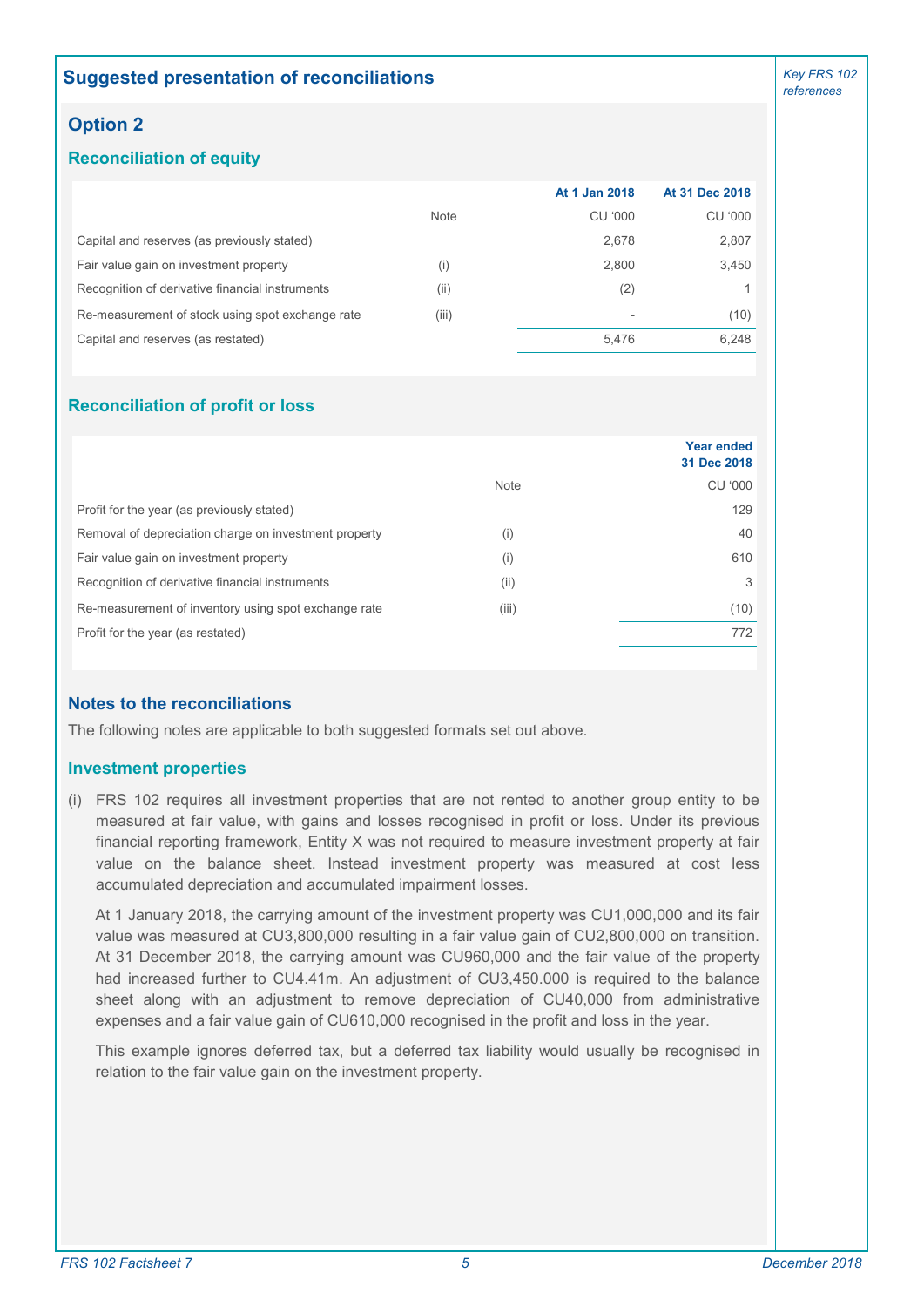## Suggested presentation of reconciliations

*Key FRS 102 references*

### Option 2

#### Reconciliation of equity

| | Note | At 1 Jan 2018 | At 31 Dec 2018 |
|---|---|---|---|
| | | CU '000 | CU '000 |
| Capital and reserves (as previously stated) | | 2,678 | 2,807 |
| Fair value gain on investment property | (i) | 2,800 | 3,450 |
| Recognition of derivative financial instruments | (ii) | (2) | 1 |
| Re-measurement of stock using spot exchange rate | (iii) | - | (10) |
| Capital and reserves (as restated) | | 5,476 | 6,248 |

#### Reconciliation of profit or loss

| | Note | Year ended 31 Dec 2018 |
|---|---|---|
| | | CU '000 |
| Profit for the year (as previously stated) | | 129 |
| Removal of depreciation charge on investment property | (i) | 40 |
| Fair value gain on investment property | (i) | 610 |
| Recognition of derivative financial instruments | (ii) | 3 |
| Re-measurement of inventory using spot exchange rate | (iii) | (10) |
| Profit for the year (as restated) | | 772 |

### Notes to the reconciliations

The following notes are applicable to both suggested formats set out above.

#### Investment properties

(i) FRS 102 requires all investment properties that are not rented to another group entity to be measured at fair value, with gains and losses recognised in profit or loss. Under its previous financial reporting framework, Entity X was not required to measure investment property at fair value on the balance sheet. Instead investment property was measured at cost less accumulated depreciation and accumulated impairment losses.

At 1 January 2018, the carrying amount of the investment property was CU1,000,000 and its fair value was measured at CU3,800,000 resulting in a fair value gain of CU2,800,000 on transition. At 31 December 2018, the carrying amount was CU960,000 and the fair value of the property had increased further to CU4.41m. An adjustment of CU3,450.000 is required to the balance sheet along with an adjustment to remove depreciation of CU40,000 from administrative expenses and a fair value gain of CU610,000 recognised in the profit and loss in the year.

This example ignores deferred tax, but a deferred tax liability would usually be recognised in relation to the fair value gain on the investment property.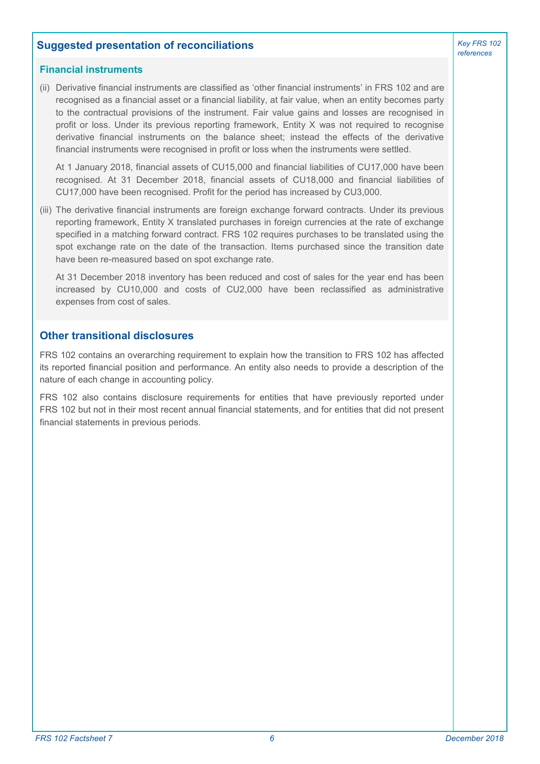## Suggested presentation of reconciliations

*Key FRS 102 references*

### Financial instruments

(ii) Derivative financial instruments are classified as 'other financial instruments' in FRS 102 and are recognised as a financial asset or a financial liability, at fair value, when an entity becomes party to the contractual provisions of the instrument. Fair value gains and losses are recognised in profit or loss. Under its previous reporting framework, Entity X was not required to recognise derivative financial instruments on the balance sheet; instead the effects of the derivative financial instruments were recognised in profit or loss when the instruments were settled.

At 1 January 2018, financial assets of CU15,000 and financial liabilities of CU17,000 have been recognised. At 31 December 2018, financial assets of CU18,000 and financial liabilities of CU17,000 have been recognised. Profit for the period has increased by CU3,000.

(iii) The derivative financial instruments are foreign exchange forward contracts. Under its previous reporting framework, Entity X translated purchases in foreign currencies at the rate of exchange specified in a matching forward contract. FRS 102 requires purchases to be translated using the spot exchange rate on the date of the transaction. Items purchased since the transition date have been re-measured based on spot exchange rate.

At 31 December 2018 inventory has been reduced and cost of sales for the year end has been increased by CU10,000 and costs of CU2,000 have been reclassified as administrative expenses from cost of sales.

## Other transitional disclosures

FRS 102 contains an overarching requirement to explain how the transition to FRS 102 has affected its reported financial position and performance. An entity also needs to provide a description of the nature of each change in accounting policy.

FRS 102 also contains disclosure requirements for entities that have previously reported under FRS 102 but not in their most recent annual financial statements, and for entities that did not present financial statements in previous periods.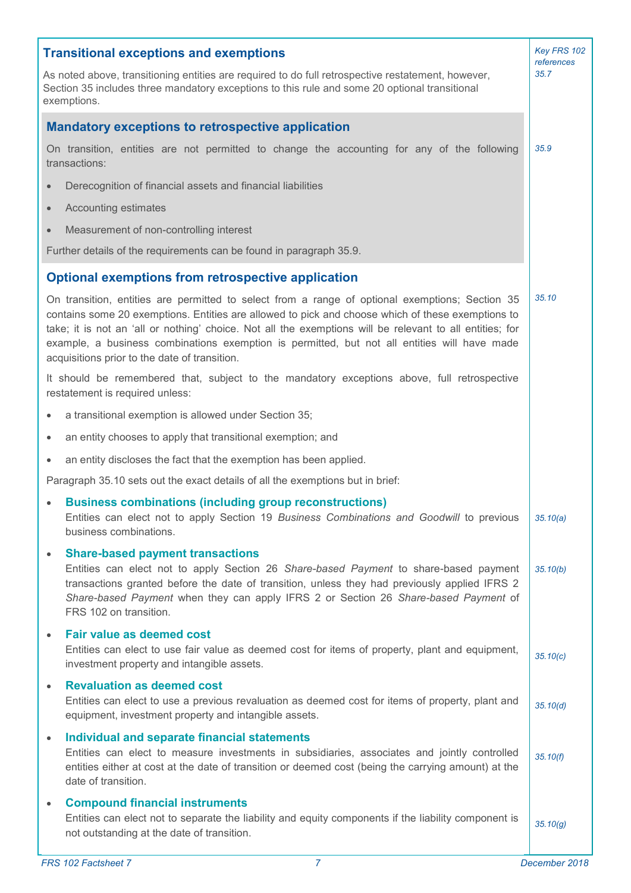## Transitional exceptions and exemptions

*Key FRS 102 references*

*35.7*

As noted above, transitioning entities are required to do full retrospective restatement, however, Section 35 includes three mandatory exceptions to this rule and some 20 optional transitional exemptions.

### Mandatory exceptions to retrospective application

*35.9*

On transition, entities are not permitted to change the accounting for any of the following transactions:

- Derecognition of financial assets and financial liabilities
- Accounting estimates
- Measurement of non-controlling interest

Further details of the requirements can be found in paragraph 35.9.

### Optional exemptions from retrospective application

*35.10*

On transition, entities are permitted to select from a range of optional exemptions; Section 35 contains some 20 exemptions. Entities are allowed to pick and choose which of these exemptions to take; it is not an 'all or nothing' choice. Not all the exemptions will be relevant to all entities; for example, a business combinations exemption is permitted, but not all entities will have made acquisitions prior to the date of transition.

It should be remembered that, subject to the mandatory exceptions above, full retrospective restatement is required unless:

- a transitional exemption is allowed under Section 35;
- an entity chooses to apply that transitional exemption; and
- an entity discloses the fact that the exemption has been applied.

Paragraph 35.10 sets out the exact details of all the exemptions but in brief:

- **Business combinations (including group reconstructions)**
  Entities can elect not to apply Section 19 *Business Combinations and Goodwill* to previous business combinations. *35.10(a)*

- **Share-based payment transactions**
  Entities can elect not to apply Section 26 *Share-based Payment* to share-based payment transactions granted before the date of transition, unless they had previously applied IFRS 2 *Share-based Payment* when they can apply IFRS 2 or Section 26 *Share-based Payment* of FRS 102 on transition. *35.10(b)*

- **Fair value as deemed cost**
  Entities can elect to use fair value as deemed cost for items of property, plant and equipment, investment property and intangible assets. *35.10(c)*

- **Revaluation as deemed cost**
  Entities can elect to use a previous revaluation as deemed cost for items of property, plant and equipment, investment property and intangible assets. *35.10(d)*

- **Individual and separate financial statements**
  Entities can elect to measure investments in subsidiaries, associates and jointly controlled entities either at cost at the date of transition or deemed cost (being the carrying amount) at the date of transition. *35.10(f)*

- **Compound financial instruments**
  Entities can elect not to separate the liability and equity components if the liability component is not outstanding at the date of transition. *35.10(g)*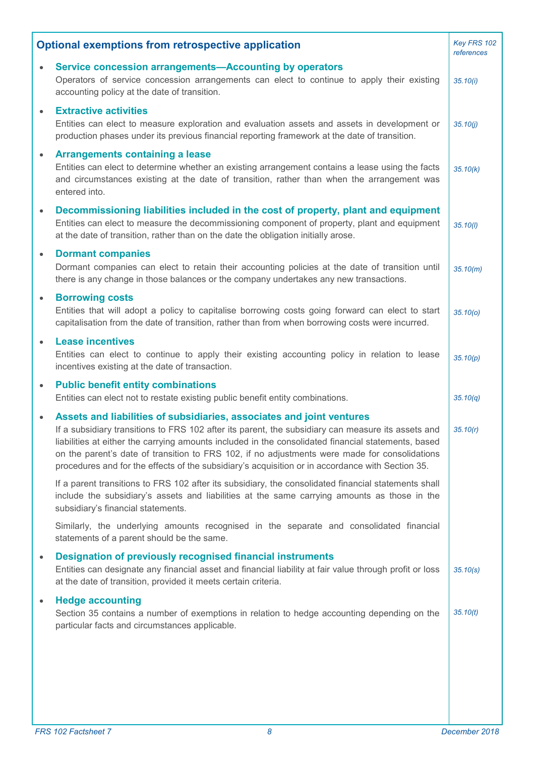| Optional exemptions from retrospective application | *Key FRS 102 references* |
|---|---|
| **Service concession arrangements—Accounting by operators**<br>Operators of service concession arrangements can elect to continue to apply their existing accounting policy at the date of transition. | *35.10(i)* |
| **Extractive activities**<br>Entities can elect to measure exploration and evaluation assets and assets in development or production phases under its previous financial reporting framework at the date of transition. | *35.10(j)* |
| **Arrangements containing a lease**<br>Entities can elect to determine whether an existing arrangement contains a lease using the facts and circumstances existing at the date of transition, rather than when the arrangement was entered into. | *35.10(k)* |
| **Decommissioning liabilities included in the cost of property, plant and equipment**<br>Entities can elect to measure the decommissioning component of property, plant and equipment at the date of transition, rather than on the date the obligation initially arose. | *35.10(l)* |
| **Dormant companies**<br>Dormant companies can elect to retain their accounting policies at the date of transition until there is any change in those balances or the company undertakes any new transactions. | *35.10(m)* |
| **Borrowing costs**<br>Entities that will adopt a policy to capitalise borrowing costs going forward can elect to start capitalisation from the date of transition, rather than from when borrowing costs were incurred. | *35.10(o)* |
| **Lease incentives**<br>Entities can elect to continue to apply their existing accounting policy in relation to lease incentives existing at the date of transaction. | *35.10(p)* |
| **Public benefit entity combinations**<br>Entities can elect not to restate existing public benefit entity combinations. | *35.10(q)* |
| **Assets and liabilities of subsidiaries, associates and joint ventures**<br>If a subsidiary transitions to FRS 102 after its parent, the subsidiary can measure its assets and liabilities at either the carrying amounts included in the consolidated financial statements, based on the parent's date of transition to FRS 102, if no adjustments were made for consolidations procedures and for the effects of the subsidiary's acquisition or in accordance with Section 35.<br><br>If a parent transitions to FRS 102 after its subsidiary, the consolidated financial statements shall include the subsidiary's assets and liabilities at the same carrying amounts as those in the subsidiary's financial statements.<br><br>Similarly, the underlying amounts recognised in the separate and consolidated financial statements of a parent should be the same. | *35.10(r)* |
| **Designation of previously recognised financial instruments**<br>Entities can designate any financial asset and financial liability at fair value through profit or loss at the date of transition, provided it meets certain criteria. | *35.10(s)* |
| **Hedge accounting**<br>Section 35 contains a number of exemptions in relation to hedge accounting depending on the particular facts and circumstances applicable. | *35.10(t)* |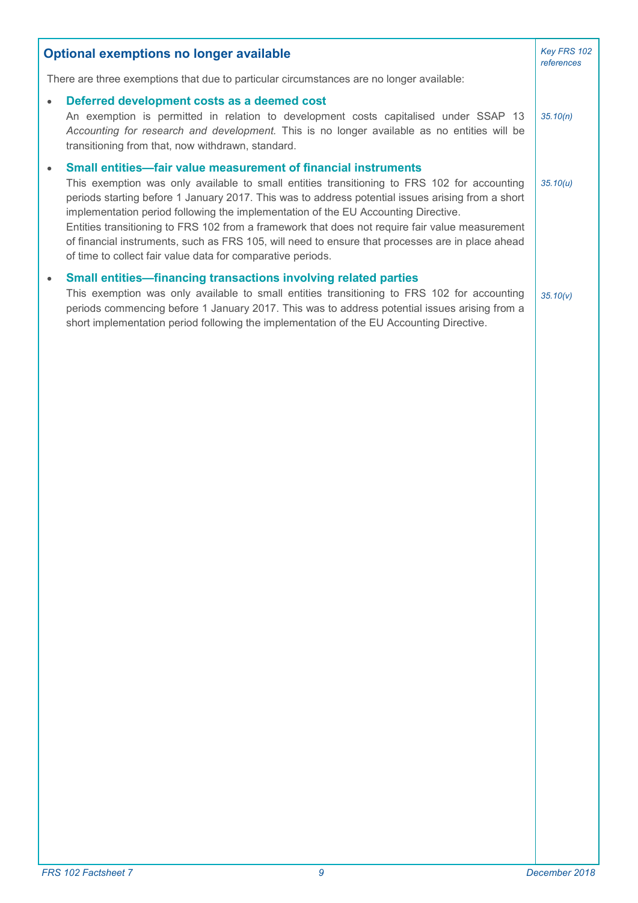## Optional exemptions no longer available

*Key FRS 102 references*

There are three exemptions that due to particular circumstances are no longer available:

- **Deferred development costs as a deemed cost**
  An exemption is permitted in relation to development costs capitalised under SSAP 13 *Accounting for research and development*. This is no longer available as no entities will be transitioning from that, now withdrawn, standard. *35.10(n)*

- **Small entities—fair value measurement of financial instruments**
  This exemption was only available to small entities transitioning to FRS 102 for accounting periods starting before 1 January 2017. This was to address potential issues arising from a short implementation period following the implementation of the EU Accounting Directive. *35.10(u)*
  Entities transitioning to FRS 102 from a framework that does not require fair value measurement of financial instruments, such as FRS 105, will need to ensure that processes are in place ahead of time to collect fair value data for comparative periods.

- **Small entities—financing transactions involving related parties**
  This exemption was only available to small entities transitioning to FRS 102 for accounting periods commencing before 1 January 2017. This was to address potential issues arising from a short implementation period following the implementation of the EU Accounting Directive. *35.10(v)*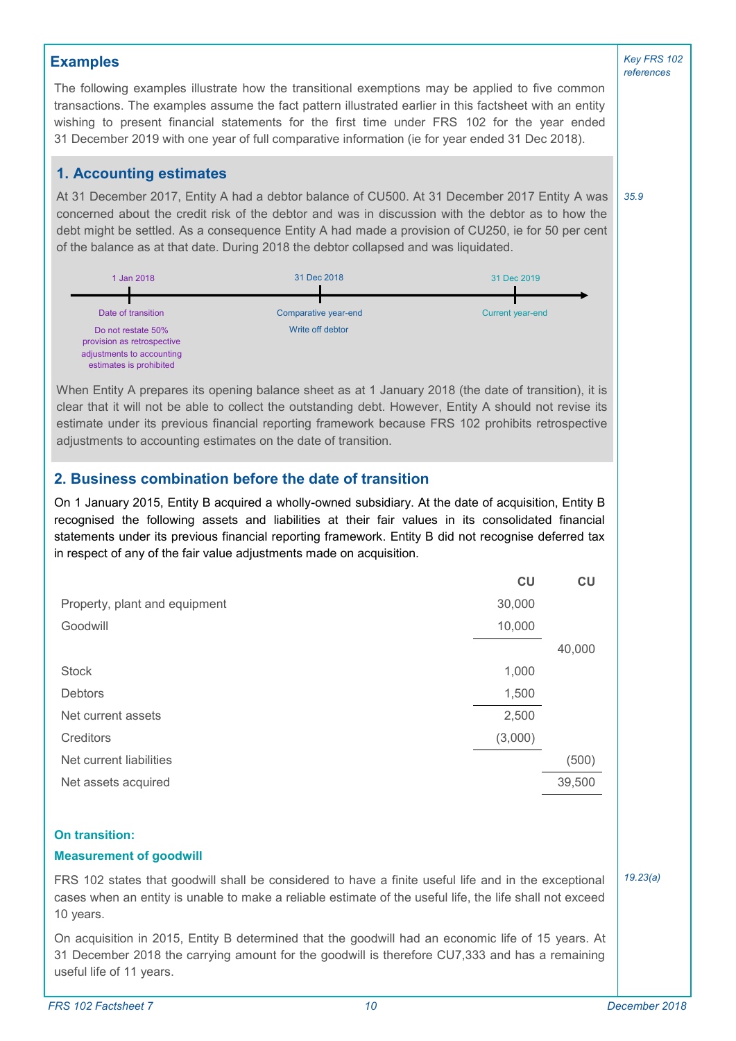## Examples

*Key FRS 102 references*

The following examples illustrate how the transitional exemptions may be applied to five common transactions. The examples assume the fact pattern illustrated earlier in this factsheet with an entity wishing to present financial statements for the first time under FRS 102 for the year ended 31 December 2019 with one year of full comparative information (ie for year ended 31 Dec 2018).

### 1. Accounting estimates

*35.9*

At 31 December 2017, Entity A had a debtor balance of CU500. At 31 December 2017 Entity A was concerned about the credit risk of the debtor and was in discussion with the debtor as to how the debt might be settled. As a consequence Entity A had made a provision of CU250, ie for 50 per cent of the balance as at that date. During 2018 the debtor collapsed and was liquidated.

| 1 Jan 2018 | 31 Dec 2018 | 31 Dec 2019 |
|---|---|---|
| Date of transition | Comparative year-end | Current year-end |
| Do not restate 50% provision as retrospective adjustments to accounting estimates is prohibited | Write off debtor | |

When Entity A prepares its opening balance sheet as at 1 January 2018 (the date of transition), it is clear that it will not be able to collect the outstanding debt. However, Entity A should not revise its estimate under its previous financial reporting framework because FRS 102 prohibits retrospective adjustments to accounting estimates on the date of transition.

### 2. Business combination before the date of transition

On 1 January 2015, Entity B acquired a wholly-owned subsidiary. At the date of acquisition, Entity B recognised the following assets and liabilities at their fair values in its consolidated financial statements under its previous financial reporting framework. Entity B did not recognise deferred tax in respect of any of the fair value adjustments made on acquisition.

| | CU | CU |
|---|---|---|
| Property, plant and equipment | 30,000 | |
| Goodwill | 10,000 | |
| | | 40,000 |
| Stock | 1,000 | |
| Debtors | 1,500 | |
| Net current assets | 2,500 | |
| Creditors | (3,000) | |
| Net current liabilities | | (500) |
| Net assets acquired | | 39,500 |

**On transition:**

**Measurement of goodwill**

*19.23(a)*

FRS 102 states that goodwill shall be considered to have a finite useful life and in the exceptional cases when an entity is unable to make a reliable estimate of the useful life, the life shall not exceed 10 years.

On acquisition in 2015, Entity B determined that the goodwill had an economic life of 15 years. At 31 December 2018 the carrying amount for the goodwill is therefore CU7,333 and has a remaining useful life of 11 years.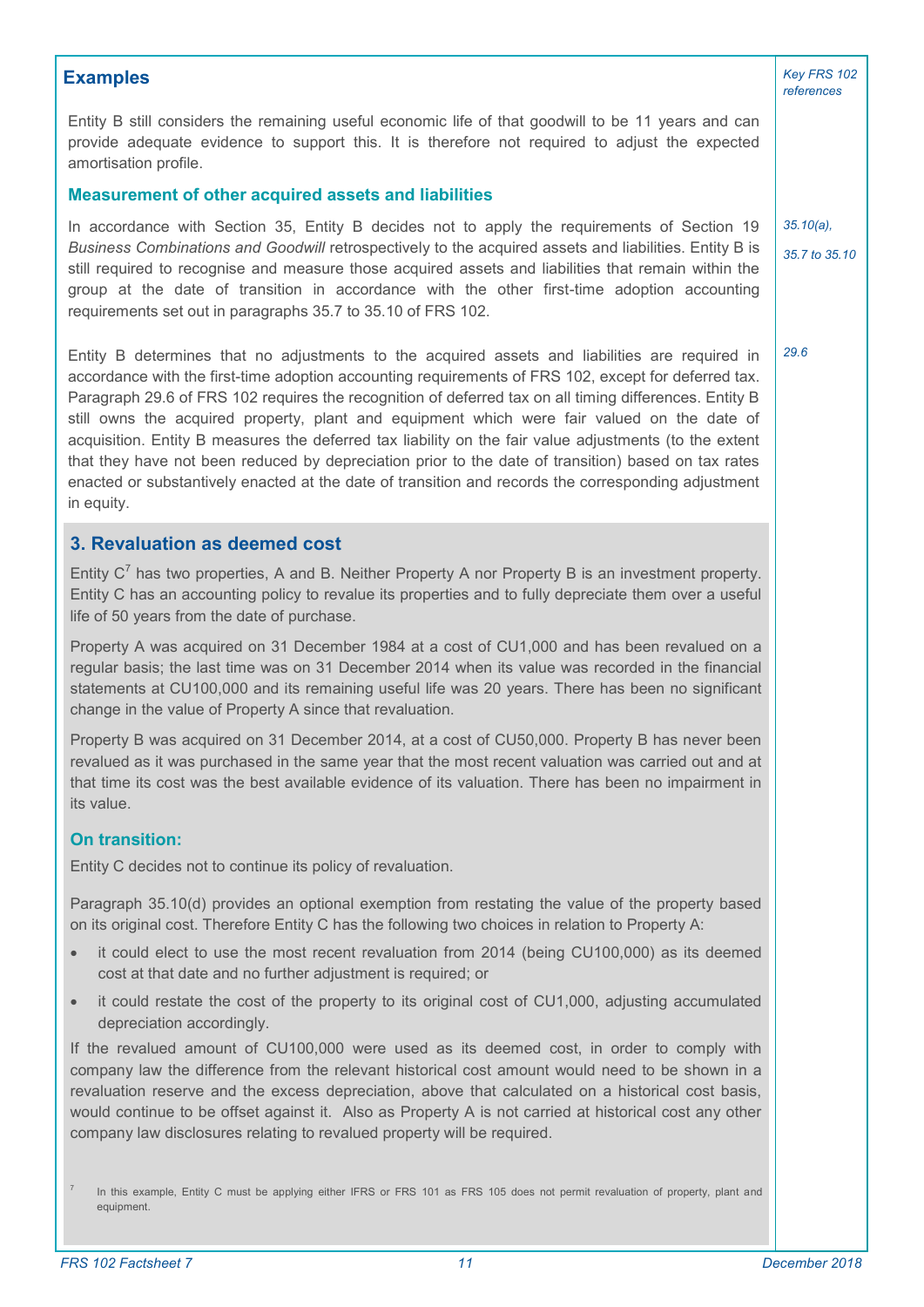## Examples

Entity B still considers the remaining useful economic life of that goodwill to be 11 years and can provide adequate evidence to support this. It is therefore not required to adjust the expected amortisation profile.

### Measurement of other acquired assets and liabilities

In accordance with Section 35, Entity B decides not to apply the requirements of Section 19 *Business Combinations and Goodwill* retrospectively to the acquired assets and liabilities. Entity B is still required to recognise and measure those acquired assets and liabilities that remain within the group at the date of transition in accordance with the other first-time adoption accounting requirements set out in paragraphs 35.7 to 35.10 of FRS 102.

*Key FRS 102 references: 35.10(a), 35.7 to 35.10*

Entity B determines that no adjustments to the acquired assets and liabilities are required in accordance with the first-time adoption accounting requirements of FRS 102, except for deferred tax. Paragraph 29.6 of FRS 102 requires the recognition of deferred tax on all timing differences. Entity B still owns the acquired property, plant and equipment which were fair valued on the date of acquisition. Entity B measures the deferred tax liability on the fair value adjustments (to the extent that they have not been reduced by depreciation prior to the date of transition) based on tax rates enacted or substantively enacted at the date of transition and records the corresponding adjustment in equity.

*Key FRS 102 reference: 29.6*

### 3. Revaluation as deemed cost

Entity C[7] has two properties, A and B. Neither Property A nor Property B is an investment property. Entity C has an accounting policy to revalue its properties and to fully depreciate them over a useful life of 50 years from the date of purchase.

Property A was acquired on 31 December 1984 at a cost of CU1,000 and has been revalued on a regular basis; the last time was on 31 December 2014 when its value was recorded in the financial statements at CU100,000 and its remaining useful life was 20 years. There has been no significant change in the value of Property A since that revaluation.

Property B was acquired on 31 December 2014, at a cost of CU50,000. Property B has never been revalued as it was purchased in the same year that the most recent valuation was carried out and at that time its cost was the best available evidence of its valuation. There has been no impairment in its value.

#### On transition:

Entity C decides not to continue its policy of revaluation.

Paragraph 35.10(d) provides an optional exemption from restating the value of the property based on its original cost. Therefore Entity C has the following two choices in relation to Property A:

- it could elect to use the most recent revaluation from 2014 (being CU100,000) as its deemed cost at that date and no further adjustment is required; or
- it could restate the cost of the property to its original cost of CU1,000, adjusting accumulated depreciation accordingly.

If the revalued amount of CU100,000 were used as its deemed cost, in order to comply with company law the difference from the relevant historical cost amount would need to be shown in a revaluation reserve and the excess depreciation, above that calculated on a historical cost basis, would continue to be offset against it. Also as Property A is not carried at historical cost any other company law disclosures relating to revalued property will be required.

[7] In this example, Entity C must be applying either IFRS or FRS 101 as FRS 105 does not permit revaluation of property, plant and equipment.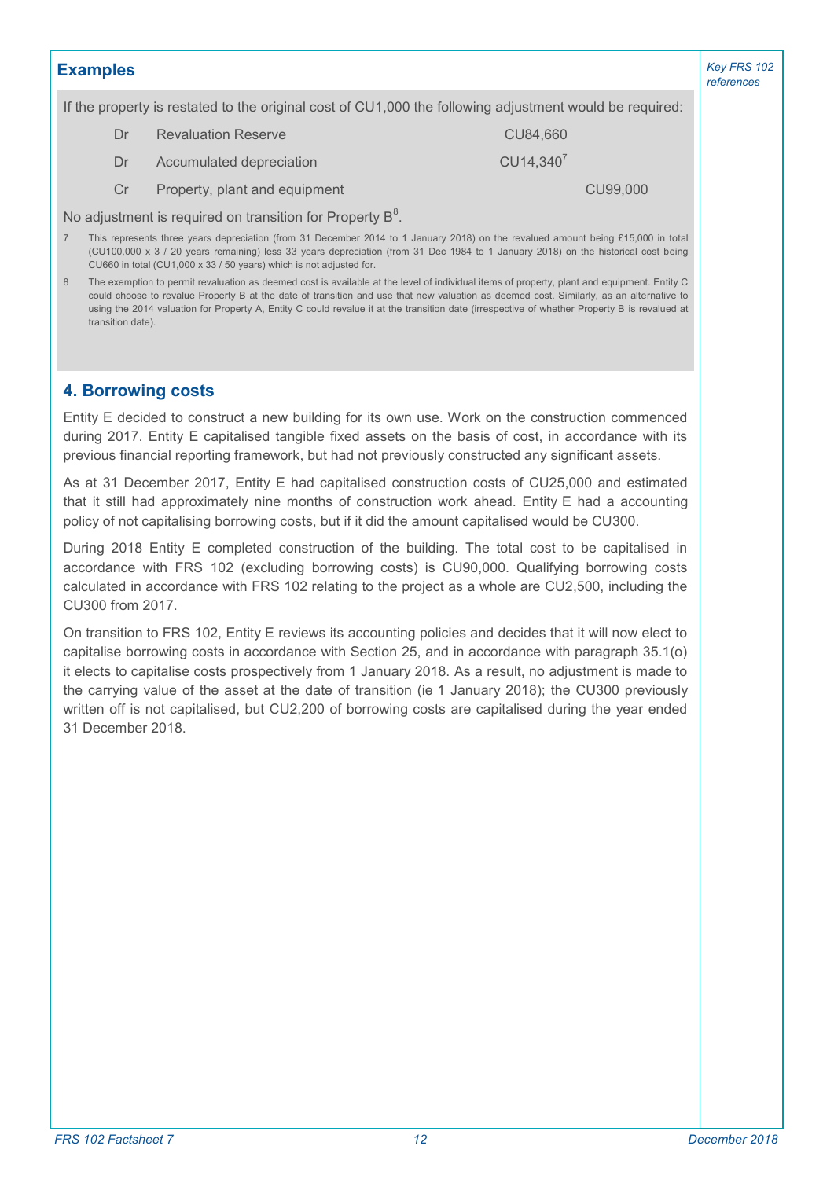## Examples

*Key FRS 102 references*

If the property is restated to the original cost of CU1,000 the following adjustment would be required:

| | | | |
|---|---|---|---|
| Dr | Revaluation Reserve | CU84,660 | |
| Dr | Accumulated depreciation | CU14,340[7] | |
| Cr | Property, plant and equipment | | CU99,000 |

No adjustment is required on transition for Property B[8].

7 This represents three years depreciation (from 31 December 2014 to 1 January 2018) on the revalued amount being £15,000 in total (CU100,000 x 3 / 20 years remaining) less 33 years depreciation (from 31 Dec 1984 to 1 January 2018) on the historical cost being CU660 in total (CU1,000 x 33 / 50 years) which is not adjusted for.

8 The exemption to permit revaluation as deemed cost is available at the level of individual items of property, plant and equipment. Entity C could choose to revalue Property B at the date of transition and use that new valuation as deemed cost. Similarly, as an alternative to using the 2014 valuation for Property A, Entity C could revalue it at the transition date (irrespective of whether Property B is revalued at transition date).

### 4. Borrowing costs

Entity E decided to construct a new building for its own use. Work on the construction commenced during 2017. Entity E capitalised tangible fixed assets on the basis of cost, in accordance with its previous financial reporting framework, but had not previously constructed any significant assets.

As at 31 December 2017, Entity E had capitalised construction costs of CU25,000 and estimated that it still had approximately nine months of construction work ahead. Entity E had a accounting policy of not capitalising borrowing costs, but if it did the amount capitalised would be CU300.

During 2018 Entity E completed construction of the building. The total cost to be capitalised in accordance with FRS 102 (excluding borrowing costs) is CU90,000. Qualifying borrowing costs calculated in accordance with FRS 102 relating to the project as a whole are CU2,500, including the CU300 from 2017.

On transition to FRS 102, Entity E reviews its accounting policies and decides that it will now elect to capitalise borrowing costs in accordance with Section 25, and in accordance with paragraph 35.1(o) it elects to capitalise costs prospectively from 1 January 2018. As a result, no adjustment is made to the carrying value of the asset at the date of transition (ie 1 January 2018); the CU300 previously written off is not capitalised, but CU2,200 of borrowing costs are capitalised during the year ended 31 December 2018.